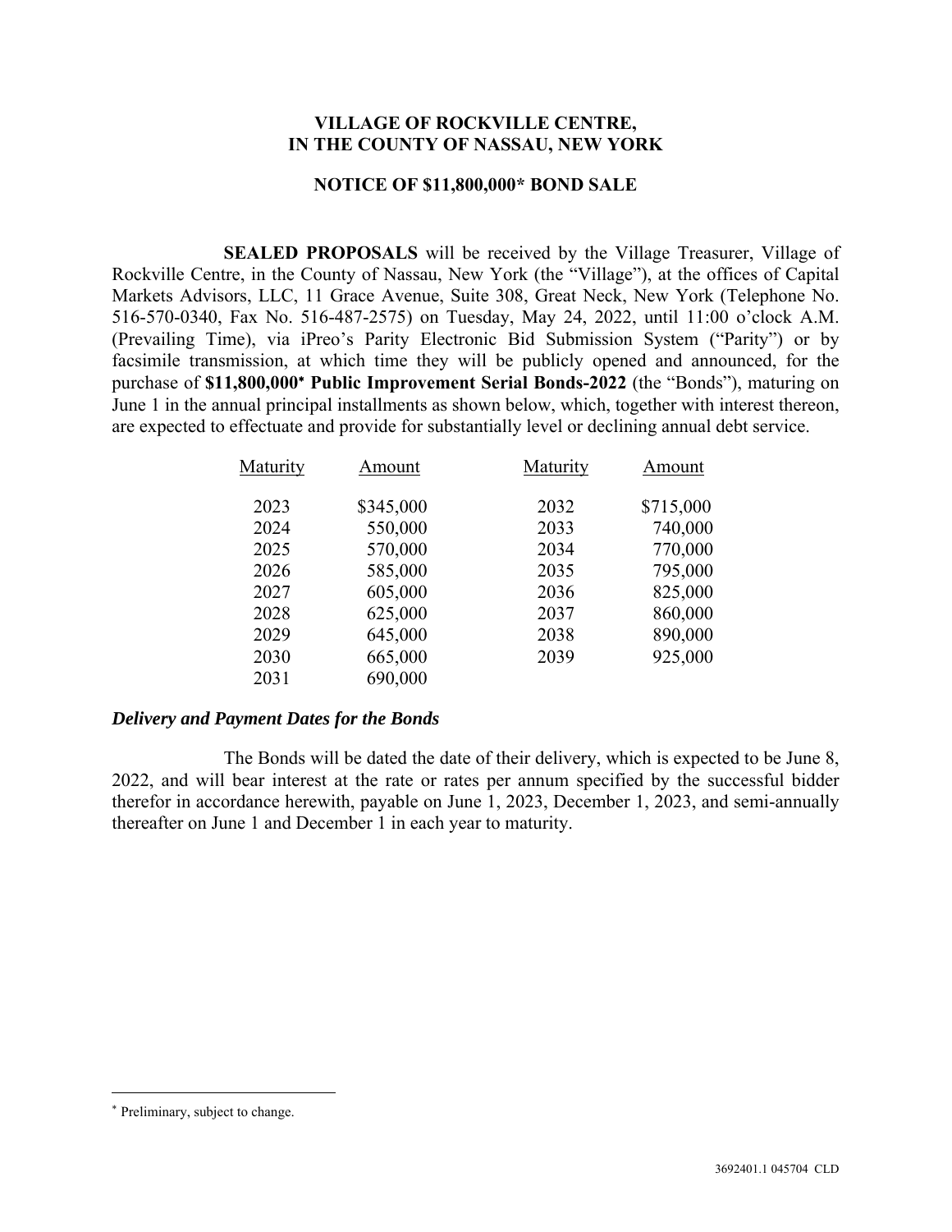**VILLAGE OF ROCKVILLE CENTRE,**
**IN THE COUNTY OF NASSAU, NEW YORK**

**NOTICE OF $11,800,000* BOND SALE**

**SEALED PROPOSALS** will be received by the Village Treasurer, Village of Rockville Centre, in the County of Nassau, New York (the "Village"), at the offices of Capital Markets Advisors, LLC, 11 Grace Avenue, Suite 308, Great Neck, New York (Telephone No. 516-570-0340, Fax No. 516-487-2575) on Tuesday, May 24, 2022, until 11:00 o'clock A.M. (Prevailing Time), via iPreo's Parity Electronic Bid Submission System ("Parity") or by facsimile transmission, at which time they will be publicly opened and announced, for the purchase of **$11,800,000* Public Improvement Serial Bonds-2022** (the "Bonds"), maturing on June 1 in the annual principal installments as shown below, which, together with interest thereon, are expected to effectuate and provide for substantially level or declining annual debt service.

| Maturity | Amount | Maturity | Amount |
|---|---|---|---|
| 2023 | $345,000 | 2032 | $715,000 |
| 2024 | 550,000 | 2033 | 740,000 |
| 2025 | 570,000 | 2034 | 770,000 |
| 2026 | 585,000 | 2035 | 795,000 |
| 2027 | 605,000 | 2036 | 825,000 |
| 2028 | 625,000 | 2037 | 860,000 |
| 2029 | 645,000 | 2038 | 890,000 |
| 2030 | 665,000 | 2039 | 925,000 |
| 2031 | 690,000 | | |

***Delivery and Payment Dates for the Bonds***

The Bonds will be dated the date of their delivery, which is expected to be June 8, 2022, and will bear interest at the rate or rates per annum specified by the successful bidder therefor in accordance herewith, payable on June 1, 2023, December 1, 2023, and semi-annually thereafter on June 1 and December 1 in each year to maturity.

---

* Preliminary, subject to change.

3692401.1 045704 CLD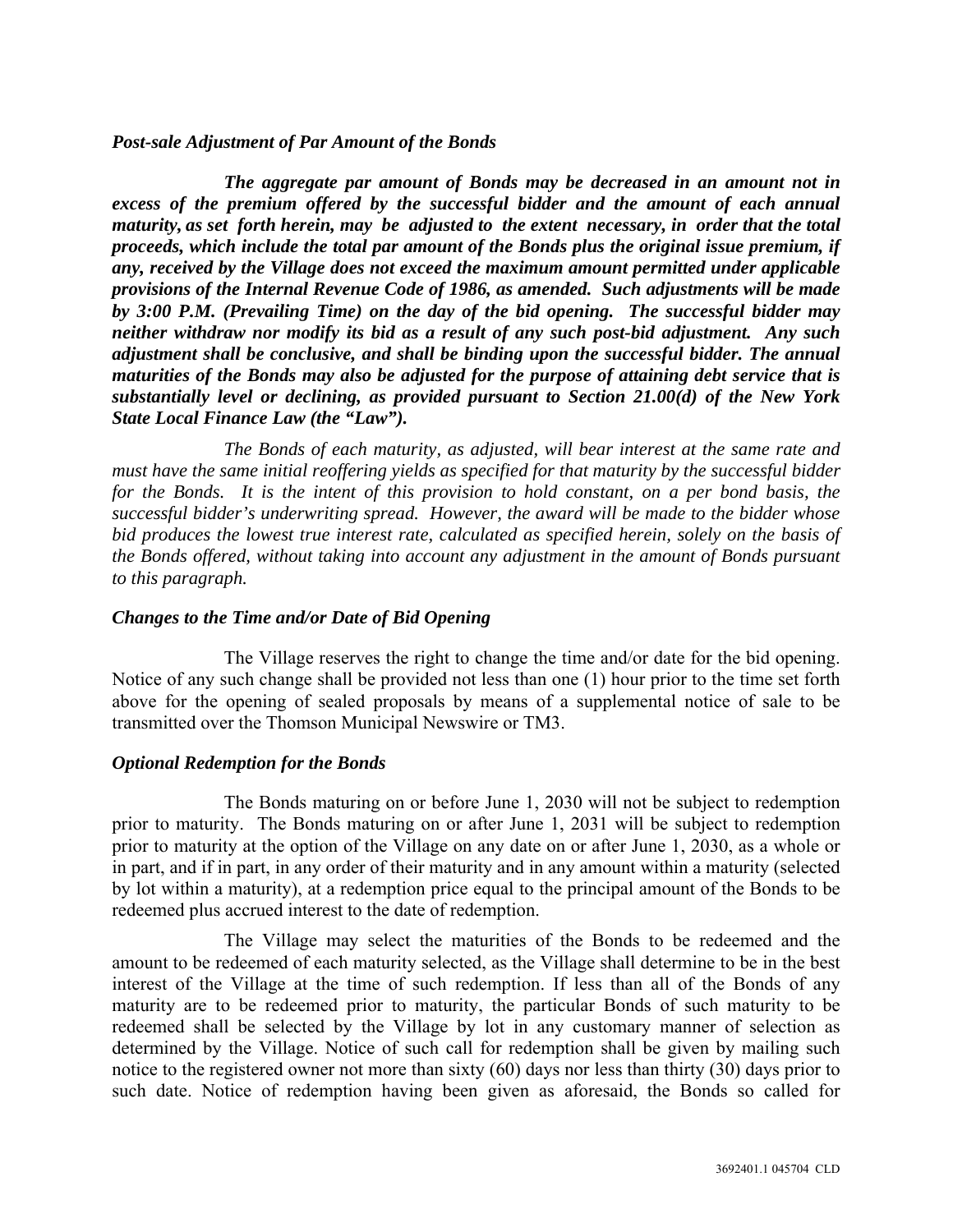### *Post-sale Adjustment of Par Amount of the Bonds*

***The aggregate par amount of Bonds may be decreased in an amount not in excess of the premium offered by the successful bidder and the amount of each annual maturity, as set forth herein, may be adjusted to the extent necessary, in order that the total proceeds, which include the total par amount of the Bonds plus the original issue premium, if any, received by the Village does not exceed the maximum amount permitted under applicable provisions of the Internal Revenue Code of 1986, as amended. Such adjustments will be made by 3:00 P.M. (Prevailing Time) on the day of the bid opening. The successful bidder may neither withdraw nor modify its bid as a result of any such post-bid adjustment. Any such adjustment shall be conclusive, and shall be binding upon the successful bidder. The annual maturities of the Bonds may also be adjusted for the purpose of attaining debt service that is substantially level or declining, as provided pursuant to Section 21.00(d) of the New York State Local Finance Law (the "Law").***

*The Bonds of each maturity, as adjusted, will bear interest at the same rate and must have the same initial reoffering yields as specified for that maturity by the successful bidder for the Bonds. It is the intent of this provision to hold constant, on a per bond basis, the successful bidder's underwriting spread. However, the award will be made to the bidder whose bid produces the lowest true interest rate, calculated as specified herein, solely on the basis of the Bonds offered, without taking into account any adjustment in the amount of Bonds pursuant to this paragraph.*

### *Changes to the Time and/or Date of Bid Opening*

The Village reserves the right to change the time and/or date for the bid opening. Notice of any such change shall be provided not less than one (1) hour prior to the time set forth above for the opening of sealed proposals by means of a supplemental notice of sale to be transmitted over the Thomson Municipal Newswire or TM3.

### *Optional Redemption for the Bonds*

The Bonds maturing on or before June 1, 2030 will not be subject to redemption prior to maturity. The Bonds maturing on or after June 1, 2031 will be subject to redemption prior to maturity at the option of the Village on any date on or after June 1, 2030, as a whole or in part, and if in part, in any order of their maturity and in any amount within a maturity (selected by lot within a maturity), at a redemption price equal to the principal amount of the Bonds to be redeemed plus accrued interest to the date of redemption.

The Village may select the maturities of the Bonds to be redeemed and the amount to be redeemed of each maturity selected, as the Village shall determine to be in the best interest of the Village at the time of such redemption. If less than all of the Bonds of any maturity are to be redeemed prior to maturity, the particular Bonds of such maturity to be redeemed shall be selected by the Village by lot in any customary manner of selection as determined by the Village. Notice of such call for redemption shall be given by mailing such notice to the registered owner not more than sixty (60) days nor less than thirty (30) days prior to such date. Notice of redemption having been given as aforesaid, the Bonds so called for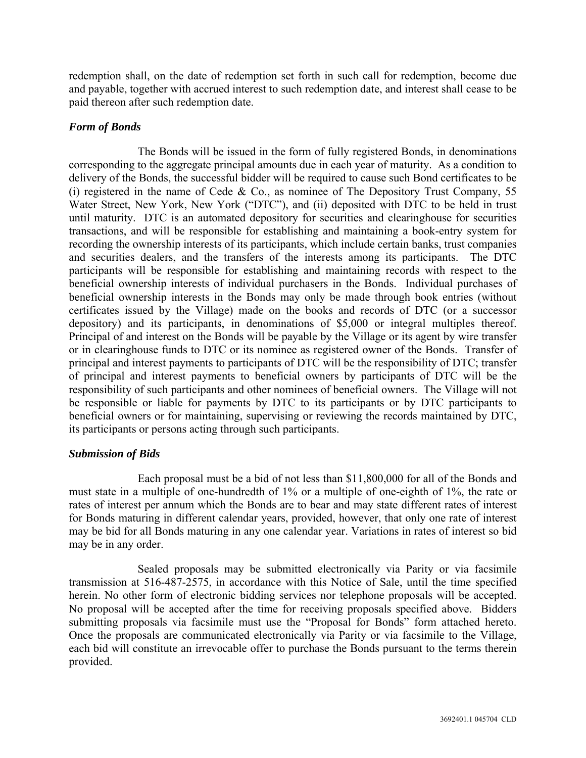redemption shall, on the date of redemption set forth in such call for redemption, become due and payable, together with accrued interest to such redemption date, and interest shall cease to be paid thereon after such redemption date.

***Form of Bonds***

The Bonds will be issued in the form of fully registered Bonds, in denominations corresponding to the aggregate principal amounts due in each year of maturity. As a condition to delivery of the Bonds, the successful bidder will be required to cause such Bond certificates to be (i) registered in the name of Cede & Co., as nominee of The Depository Trust Company, 55 Water Street, New York, New York ("DTC"), and (ii) deposited with DTC to be held in trust until maturity. DTC is an automated depository for securities and clearinghouse for securities transactions, and will be responsible for establishing and maintaining a book-entry system for recording the ownership interests of its participants, which include certain banks, trust companies and securities dealers, and the transfers of the interests among its participants. The DTC participants will be responsible for establishing and maintaining records with respect to the beneficial ownership interests of individual purchasers in the Bonds. Individual purchases of beneficial ownership interests in the Bonds may only be made through book entries (without certificates issued by the Village) made on the books and records of DTC (or a successor depository) and its participants, in denominations of $5,000 or integral multiples thereof. Principal of and interest on the Bonds will be payable by the Village or its agent by wire transfer or in clearinghouse funds to DTC or its nominee as registered owner of the Bonds. Transfer of principal and interest payments to participants of DTC will be the responsibility of DTC; transfer of principal and interest payments to beneficial owners by participants of DTC will be the responsibility of such participants and other nominees of beneficial owners. The Village will not be responsible or liable for payments by DTC to its participants or by DTC participants to beneficial owners or for maintaining, supervising or reviewing the records maintained by DTC, its participants or persons acting through such participants.

***Submission of Bids***

Each proposal must be a bid of not less than $11,800,000 for all of the Bonds and must state in a multiple of one-hundredth of 1% or a multiple of one-eighth of 1%, the rate or rates of interest per annum which the Bonds are to bear and may state different rates of interest for Bonds maturing in different calendar years, provided, however, that only one rate of interest may be bid for all Bonds maturing in any one calendar year. Variations in rates of interest so bid may be in any order.

Sealed proposals may be submitted electronically via Parity or via facsimile transmission at 516-487-2575, in accordance with this Notice of Sale, until the time specified herein. No other form of electronic bidding services nor telephone proposals will be accepted. No proposal will be accepted after the time for receiving proposals specified above. Bidders submitting proposals via facsimile must use the "Proposal for Bonds" form attached hereto. Once the proposals are communicated electronically via Parity or via facsimile to the Village, each bid will constitute an irrevocable offer to purchase the Bonds pursuant to the terms therein provided.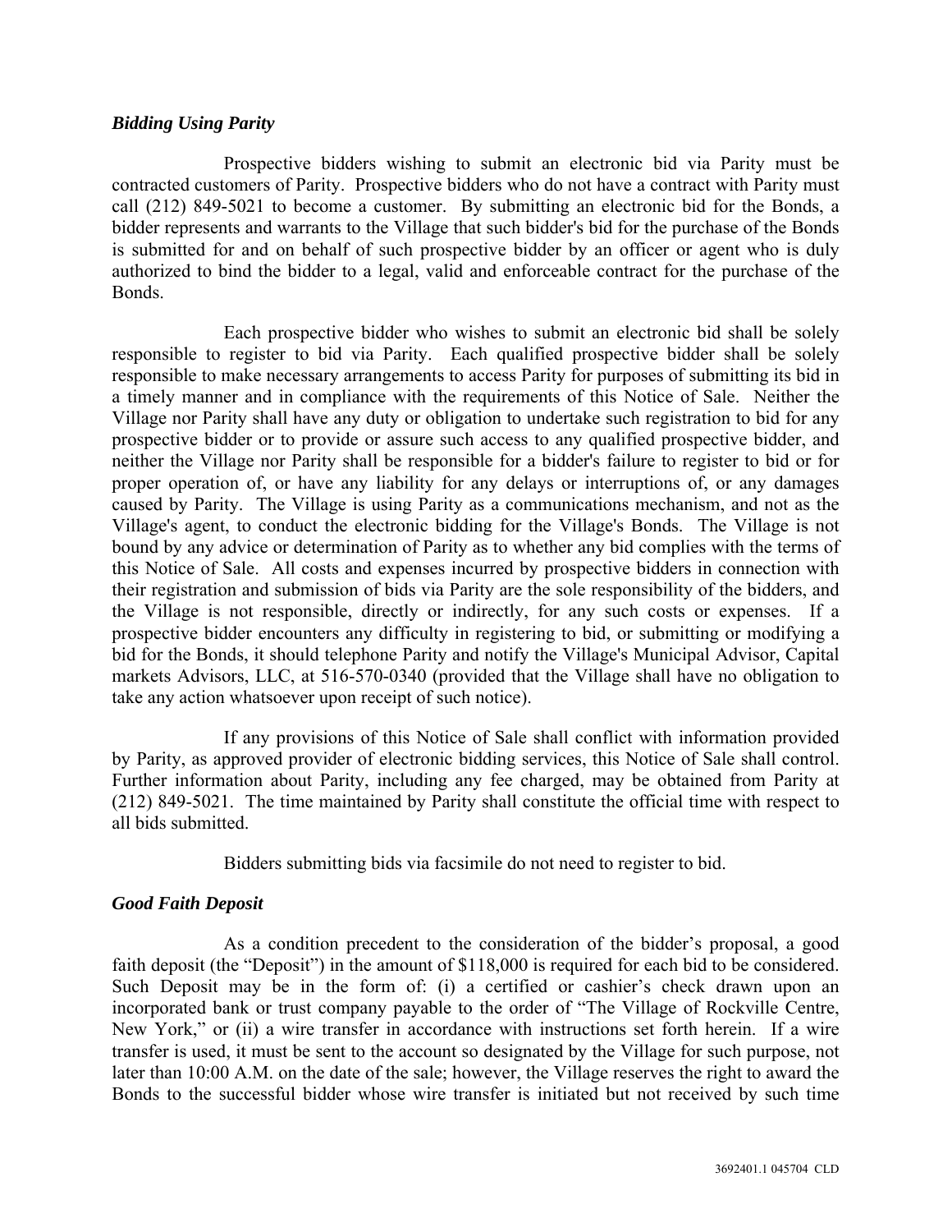***Bidding Using Parity***

Prospective bidders wishing to submit an electronic bid via Parity must be contracted customers of Parity. Prospective bidders who do not have a contract with Parity must call (212) 849-5021 to become a customer. By submitting an electronic bid for the Bonds, a bidder represents and warrants to the Village that such bidder's bid for the purchase of the Bonds is submitted for and on behalf of such prospective bidder by an officer or agent who is duly authorized to bind the bidder to a legal, valid and enforceable contract for the purchase of the Bonds.

Each prospective bidder who wishes to submit an electronic bid shall be solely responsible to register to bid via Parity. Each qualified prospective bidder shall be solely responsible to make necessary arrangements to access Parity for purposes of submitting its bid in a timely manner and in compliance with the requirements of this Notice of Sale. Neither the Village nor Parity shall have any duty or obligation to undertake such registration to bid for any prospective bidder or to provide or assure such access to any qualified prospective bidder, and neither the Village nor Parity shall be responsible for a bidder's failure to register to bid or for proper operation of, or have any liability for any delays or interruptions of, or any damages caused by Parity. The Village is using Parity as a communications mechanism, and not as the Village's agent, to conduct the electronic bidding for the Village's Bonds. The Village is not bound by any advice or determination of Parity as to whether any bid complies with the terms of this Notice of Sale. All costs and expenses incurred by prospective bidders in connection with their registration and submission of bids via Parity are the sole responsibility of the bidders, and the Village is not responsible, directly or indirectly, for any such costs or expenses. If a prospective bidder encounters any difficulty in registering to bid, or submitting or modifying a bid for the Bonds, it should telephone Parity and notify the Village's Municipal Advisor, Capital markets Advisors, LLC, at 516-570-0340 (provided that the Village shall have no obligation to take any action whatsoever upon receipt of such notice).

If any provisions of this Notice of Sale shall conflict with information provided by Parity, as approved provider of electronic bidding services, this Notice of Sale shall control. Further information about Parity, including any fee charged, may be obtained from Parity at (212) 849-5021. The time maintained by Parity shall constitute the official time with respect to all bids submitted.

Bidders submitting bids via facsimile do not need to register to bid.

***Good Faith Deposit***

As a condition precedent to the consideration of the bidder's proposal, a good faith deposit (the "Deposit") in the amount of $118,000 is required for each bid to be considered. Such Deposit may be in the form of: (i) a certified or cashier's check drawn upon an incorporated bank or trust company payable to the order of "The Village of Rockville Centre, New York," or (ii) a wire transfer in accordance with instructions set forth herein. If a wire transfer is used, it must be sent to the account so designated by the Village for such purpose, not later than 10:00 A.M. on the date of the sale; however, the Village reserves the right to award the Bonds to the successful bidder whose wire transfer is initiated but not received by such time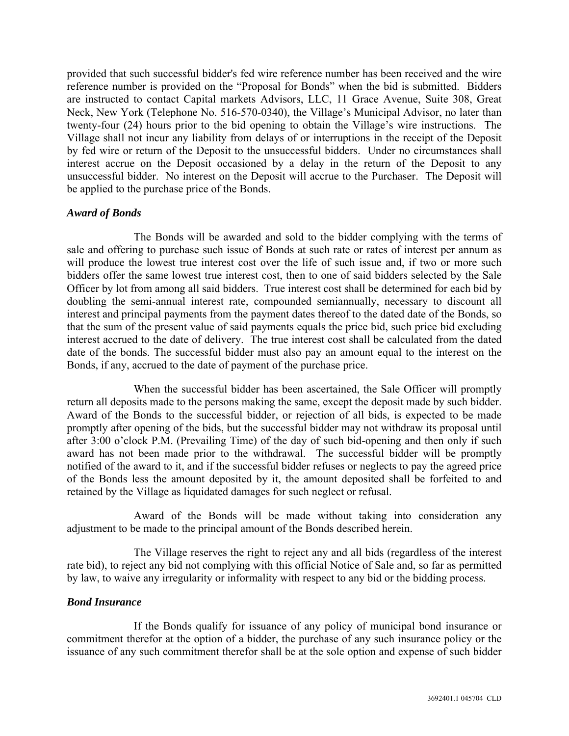provided that such successful bidder's fed wire reference number has been received and the wire reference number is provided on the "Proposal for Bonds" when the bid is submitted. Bidders are instructed to contact Capital markets Advisors, LLC, 11 Grace Avenue, Suite 308, Great Neck, New York (Telephone No. 516-570-0340), the Village's Municipal Advisor, no later than twenty-four (24) hours prior to the bid opening to obtain the Village's wire instructions. The Village shall not incur any liability from delays of or interruptions in the receipt of the Deposit by fed wire or return of the Deposit to the unsuccessful bidders. Under no circumstances shall interest accrue on the Deposit occasioned by a delay in the return of the Deposit to any unsuccessful bidder. No interest on the Deposit will accrue to the Purchaser. The Deposit will be applied to the purchase price of the Bonds.

***Award of Bonds***

The Bonds will be awarded and sold to the bidder complying with the terms of sale and offering to purchase such issue of Bonds at such rate or rates of interest per annum as will produce the lowest true interest cost over the life of such issue and, if two or more such bidders offer the same lowest true interest cost, then to one of said bidders selected by the Sale Officer by lot from among all said bidders. True interest cost shall be determined for each bid by doubling the semi-annual interest rate, compounded semiannually, necessary to discount all interest and principal payments from the payment dates thereof to the dated date of the Bonds, so that the sum of the present value of said payments equals the price bid, such price bid excluding interest accrued to the date of delivery. The true interest cost shall be calculated from the dated date of the bonds. The successful bidder must also pay an amount equal to the interest on the Bonds, if any, accrued to the date of payment of the purchase price.

When the successful bidder has been ascertained, the Sale Officer will promptly return all deposits made to the persons making the same, except the deposit made by such bidder. Award of the Bonds to the successful bidder, or rejection of all bids, is expected to be made promptly after opening of the bids, but the successful bidder may not withdraw its proposal until after 3:00 o'clock P.M. (Prevailing Time) of the day of such bid-opening and then only if such award has not been made prior to the withdrawal. The successful bidder will be promptly notified of the award to it, and if the successful bidder refuses or neglects to pay the agreed price of the Bonds less the amount deposited by it, the amount deposited shall be forfeited to and retained by the Village as liquidated damages for such neglect or refusal.

Award of the Bonds will be made without taking into consideration any adjustment to be made to the principal amount of the Bonds described herein.

The Village reserves the right to reject any and all bids (regardless of the interest rate bid), to reject any bid not complying with this official Notice of Sale and, so far as permitted by law, to waive any irregularity or informality with respect to any bid or the bidding process.

***Bond Insurance***

If the Bonds qualify for issuance of any policy of municipal bond insurance or commitment therefor at the option of a bidder, the purchase of any such insurance policy or the issuance of any such commitment therefor shall be at the sole option and expense of such bidder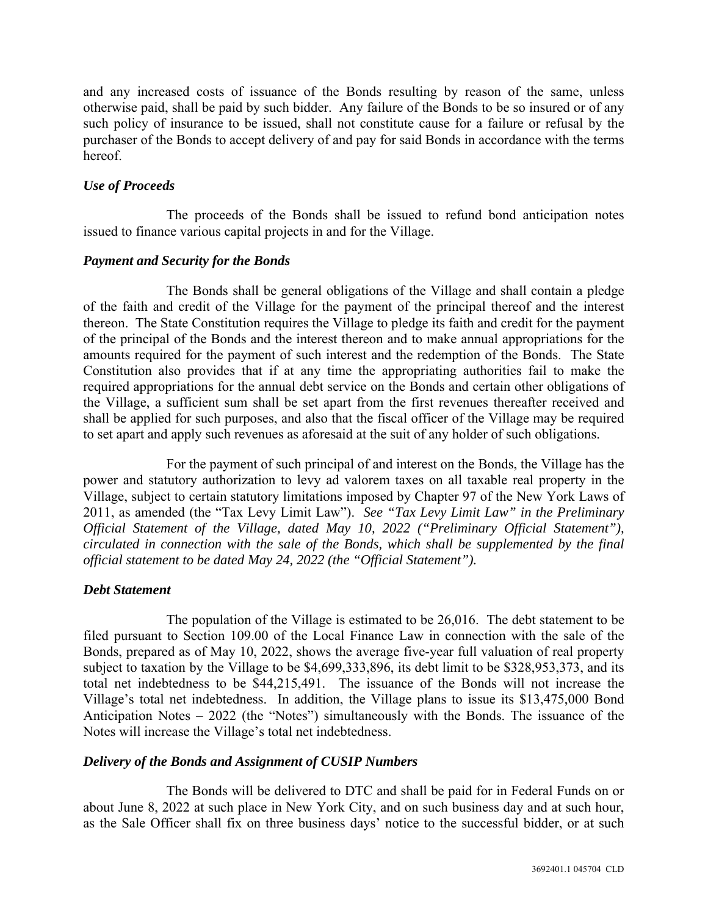and any increased costs of issuance of the Bonds resulting by reason of the same, unless otherwise paid, shall be paid by such bidder. Any failure of the Bonds to be so insured or of any such policy of insurance to be issued, shall not constitute cause for a failure or refusal by the purchaser of the Bonds to accept delivery of and pay for said Bonds in accordance with the terms hereof.

### *Use of Proceeds*

The proceeds of the Bonds shall be issued to refund bond anticipation notes issued to finance various capital projects in and for the Village.

### *Payment and Security for the Bonds*

The Bonds shall be general obligations of the Village and shall contain a pledge of the faith and credit of the Village for the payment of the principal thereof and the interest thereon. The State Constitution requires the Village to pledge its faith and credit for the payment of the principal of the Bonds and the interest thereon and to make annual appropriations for the amounts required for the payment of such interest and the redemption of the Bonds. The State Constitution also provides that if at any time the appropriating authorities fail to make the required appropriations for the annual debt service on the Bonds and certain other obligations of the Village, a sufficient sum shall be set apart from the first revenues thereafter received and shall be applied for such purposes, and also that the fiscal officer of the Village may be required to set apart and apply such revenues as aforesaid at the suit of any holder of such obligations.

For the payment of such principal of and interest on the Bonds, the Village has the power and statutory authorization to levy ad valorem taxes on all taxable real property in the Village, subject to certain statutory limitations imposed by Chapter 97 of the New York Laws of 2011, as amended (the "Tax Levy Limit Law"). *See "Tax Levy Limit Law" in the Preliminary Official Statement of the Village, dated May 10, 2022 ("Preliminary Official Statement"), circulated in connection with the sale of the Bonds, which shall be supplemented by the final official statement to be dated May 24, 2022 (the "Official Statement").*

### *Debt Statement*

The population of the Village is estimated to be 26,016. The debt statement to be filed pursuant to Section 109.00 of the Local Finance Law in connection with the sale of the Bonds, prepared as of May 10, 2022, shows the average five-year full valuation of real property subject to taxation by the Village to be $4,699,333,896, its debt limit to be $328,953,373, and its total net indebtedness to be $44,215,491. The issuance of the Bonds will not increase the Village's total net indebtedness. In addition, the Village plans to issue its $13,475,000 Bond Anticipation Notes – 2022 (the "Notes") simultaneously with the Bonds. The issuance of the Notes will increase the Village's total net indebtedness.

### *Delivery of the Bonds and Assignment of CUSIP Numbers*

The Bonds will be delivered to DTC and shall be paid for in Federal Funds on or about June 8, 2022 at such place in New York City, and on such business day and at such hour, as the Sale Officer shall fix on three business days' notice to the successful bidder, or at such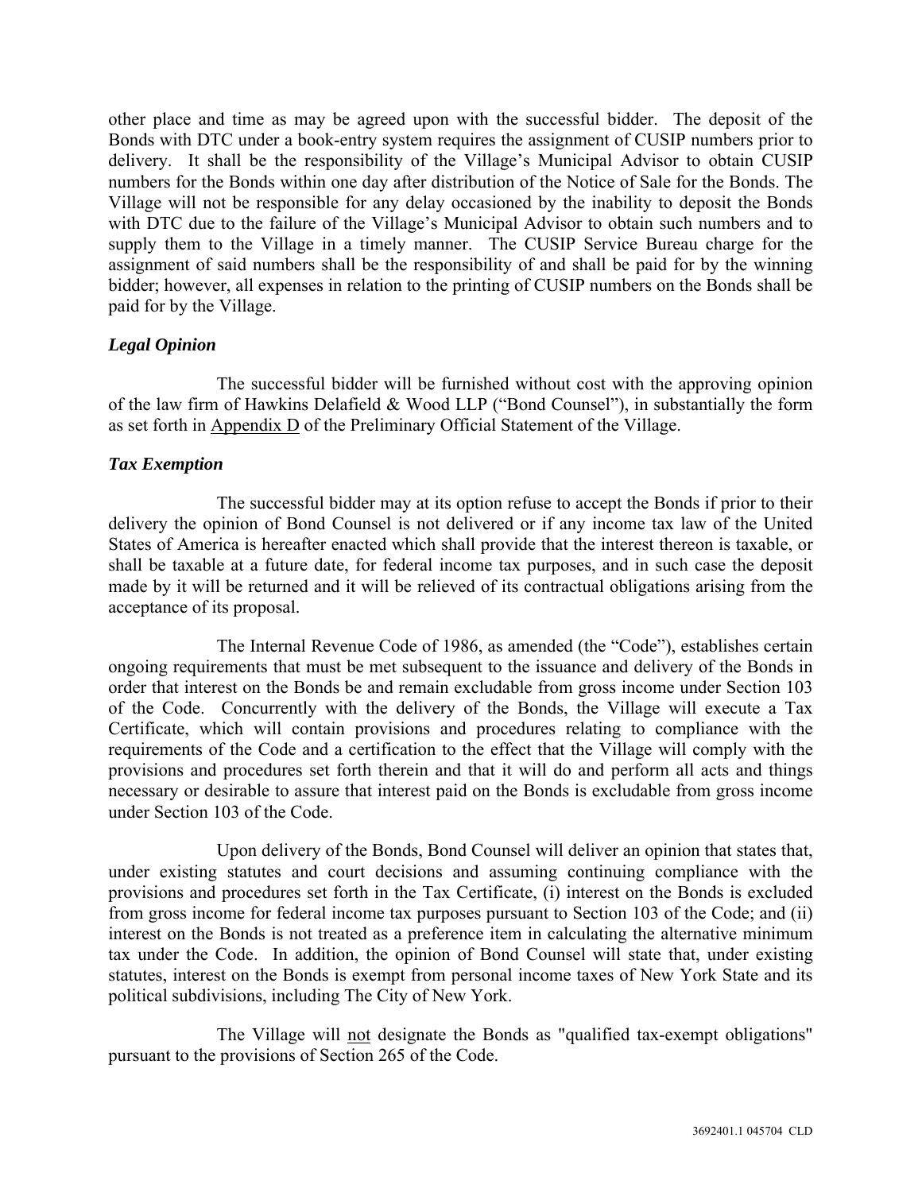other place and time as may be agreed upon with the successful bidder. The deposit of the Bonds with DTC under a book-entry system requires the assignment of CUSIP numbers prior to delivery. It shall be the responsibility of the Village's Municipal Advisor to obtain CUSIP numbers for the Bonds within one day after distribution of the Notice of Sale for the Bonds. The Village will not be responsible for any delay occasioned by the inability to deposit the Bonds with DTC due to the failure of the Village's Municipal Advisor to obtain such numbers and to supply them to the Village in a timely manner. The CUSIP Service Bureau charge for the assignment of said numbers shall be the responsibility of and shall be paid for by the winning bidder; however, all expenses in relation to the printing of CUSIP numbers on the Bonds shall be paid for by the Village.

***Legal Opinion***

The successful bidder will be furnished without cost with the approving opinion of the law firm of Hawkins Delafield & Wood LLP ("Bond Counsel"), in substantially the form as set forth in Appendix D of the Preliminary Official Statement of the Village.

***Tax Exemption***

The successful bidder may at its option refuse to accept the Bonds if prior to their delivery the opinion of Bond Counsel is not delivered or if any income tax law of the United States of America is hereafter enacted which shall provide that the interest thereon is taxable, or shall be taxable at a future date, for federal income tax purposes, and in such case the deposit made by it will be returned and it will be relieved of its contractual obligations arising from the acceptance of its proposal.

The Internal Revenue Code of 1986, as amended (the "Code"), establishes certain ongoing requirements that must be met subsequent to the issuance and delivery of the Bonds in order that interest on the Bonds be and remain excludable from gross income under Section 103 of the Code. Concurrently with the delivery of the Bonds, the Village will execute a Tax Certificate, which will contain provisions and procedures relating to compliance with the requirements of the Code and a certification to the effect that the Village will comply with the provisions and procedures set forth therein and that it will do and perform all acts and things necessary or desirable to assure that interest paid on the Bonds is excludable from gross income under Section 103 of the Code.

Upon delivery of the Bonds, Bond Counsel will deliver an opinion that states that, under existing statutes and court decisions and assuming continuing compliance with the provisions and procedures set forth in the Tax Certificate, (i) interest on the Bonds is excluded from gross income for federal income tax purposes pursuant to Section 103 of the Code; and (ii) interest on the Bonds is not treated as a preference item in calculating the alternative minimum tax under the Code. In addition, the opinion of Bond Counsel will state that, under existing statutes, interest on the Bonds is exempt from personal income taxes of New York State and its political subdivisions, including The City of New York.

The Village will not designate the Bonds as "qualified tax-exempt obligations" pursuant to the provisions of Section 265 of the Code.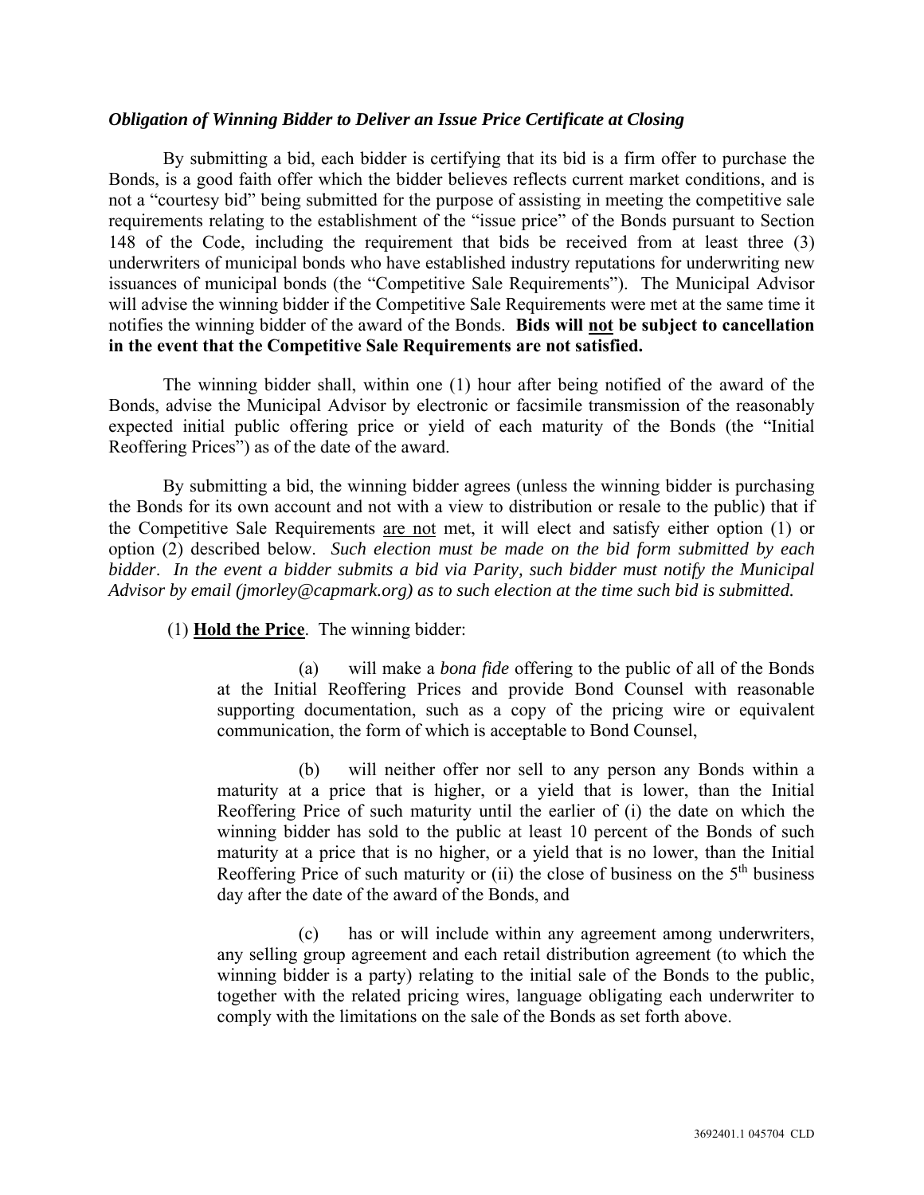***Obligation of Winning Bidder to Deliver an Issue Price Certificate at Closing***

By submitting a bid, each bidder is certifying that its bid is a firm offer to purchase the Bonds, is a good faith offer which the bidder believes reflects current market conditions, and is not a "courtesy bid" being submitted for the purpose of assisting in meeting the competitive sale requirements relating to the establishment of the "issue price" of the Bonds pursuant to Section 148 of the Code, including the requirement that bids be received from at least three (3) underwriters of municipal bonds who have established industry reputations for underwriting new issuances of municipal bonds (the "Competitive Sale Requirements"). The Municipal Advisor will advise the winning bidder if the Competitive Sale Requirements were met at the same time it notifies the winning bidder of the award of the Bonds. **Bids will <u>not</u> be subject to cancellation in the event that the Competitive Sale Requirements are not satisfied.**

The winning bidder shall, within one (1) hour after being notified of the award of the Bonds, advise the Municipal Advisor by electronic or facsimile transmission of the reasonably expected initial public offering price or yield of each maturity of the Bonds (the "Initial Reoffering Prices") as of the date of the award.

By submitting a bid, the winning bidder agrees (unless the winning bidder is purchasing the Bonds for its own account and not with a view to distribution or resale to the public) that if the Competitive Sale Requirements <u>are not</u> met, it will elect and satisfy either option (1) or option (2) described below. *Such election must be made on the bid form submitted by each bidder*. *In the event a bidder submits a bid via Parity, such bidder must notify the Municipal Advisor by email (jmorley@capmark.org) as to such election at the time such bid is submitted.*

(1) **<u>Hold the Price</u>**. The winning bidder:

> (a) will make a *bona fide* offering to the public of all of the Bonds at the Initial Reoffering Prices and provide Bond Counsel with reasonable supporting documentation, such as a copy of the pricing wire or equivalent communication, the form of which is acceptable to Bond Counsel,
>
> (b) will neither offer nor sell to any person any Bonds within a maturity at a price that is higher, or a yield that is lower, than the Initial Reoffering Price of such maturity until the earlier of (i) the date on which the winning bidder has sold to the public at least 10 percent of the Bonds of such maturity at a price that is no higher, or a yield that is no lower, than the Initial Reoffering Price of such maturity or (ii) the close of business on the 5th business day after the date of the award of the Bonds, and
>
> (c) has or will include within any agreement among underwriters, any selling group agreement and each retail distribution agreement (to which the winning bidder is a party) relating to the initial sale of the Bonds to the public, together with the related pricing wires, language obligating each underwriter to comply with the limitations on the sale of the Bonds as set forth above.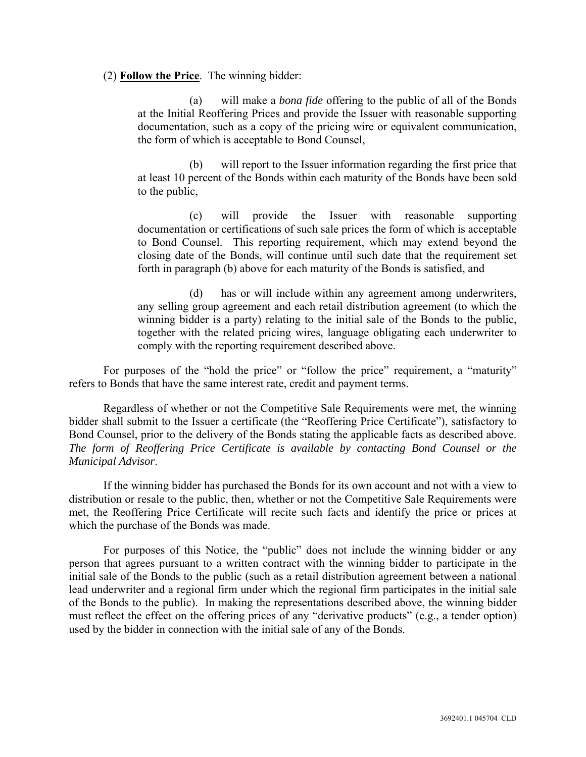(2) **Follow the Price**. The winning bidder:

(a) will make a *bona fide* offering to the public of all of the Bonds at the Initial Reoffering Prices and provide the Issuer with reasonable supporting documentation, such as a copy of the pricing wire or equivalent communication, the form of which is acceptable to Bond Counsel,

(b) will report to the Issuer information regarding the first price that at least 10 percent of the Bonds within each maturity of the Bonds have been sold to the public,

(c) will provide the Issuer with reasonable supporting documentation or certifications of such sale prices the form of which is acceptable to Bond Counsel. This reporting requirement, which may extend beyond the closing date of the Bonds, will continue until such date that the requirement set forth in paragraph (b) above for each maturity of the Bonds is satisfied, and

(d) has or will include within any agreement among underwriters, any selling group agreement and each retail distribution agreement (to which the winning bidder is a party) relating to the initial sale of the Bonds to the public, together with the related pricing wires, language obligating each underwriter to comply with the reporting requirement described above.

For purposes of the "hold the price" or "follow the price" requirement, a "maturity" refers to Bonds that have the same interest rate, credit and payment terms.

Regardless of whether or not the Competitive Sale Requirements were met, the winning bidder shall submit to the Issuer a certificate (the "Reoffering Price Certificate"), satisfactory to Bond Counsel, prior to the delivery of the Bonds stating the applicable facts as described above. *The form of Reoffering Price Certificate is available by contacting Bond Counsel or the Municipal Advisor*.

If the winning bidder has purchased the Bonds for its own account and not with a view to distribution or resale to the public, then, whether or not the Competitive Sale Requirements were met, the Reoffering Price Certificate will recite such facts and identify the price or prices at which the purchase of the Bonds was made.

For purposes of this Notice, the "public" does not include the winning bidder or any person that agrees pursuant to a written contract with the winning bidder to participate in the initial sale of the Bonds to the public (such as a retail distribution agreement between a national lead underwriter and a regional firm under which the regional firm participates in the initial sale of the Bonds to the public). In making the representations described above, the winning bidder must reflect the effect on the offering prices of any "derivative products" (e.g., a tender option) used by the bidder in connection with the initial sale of any of the Bonds.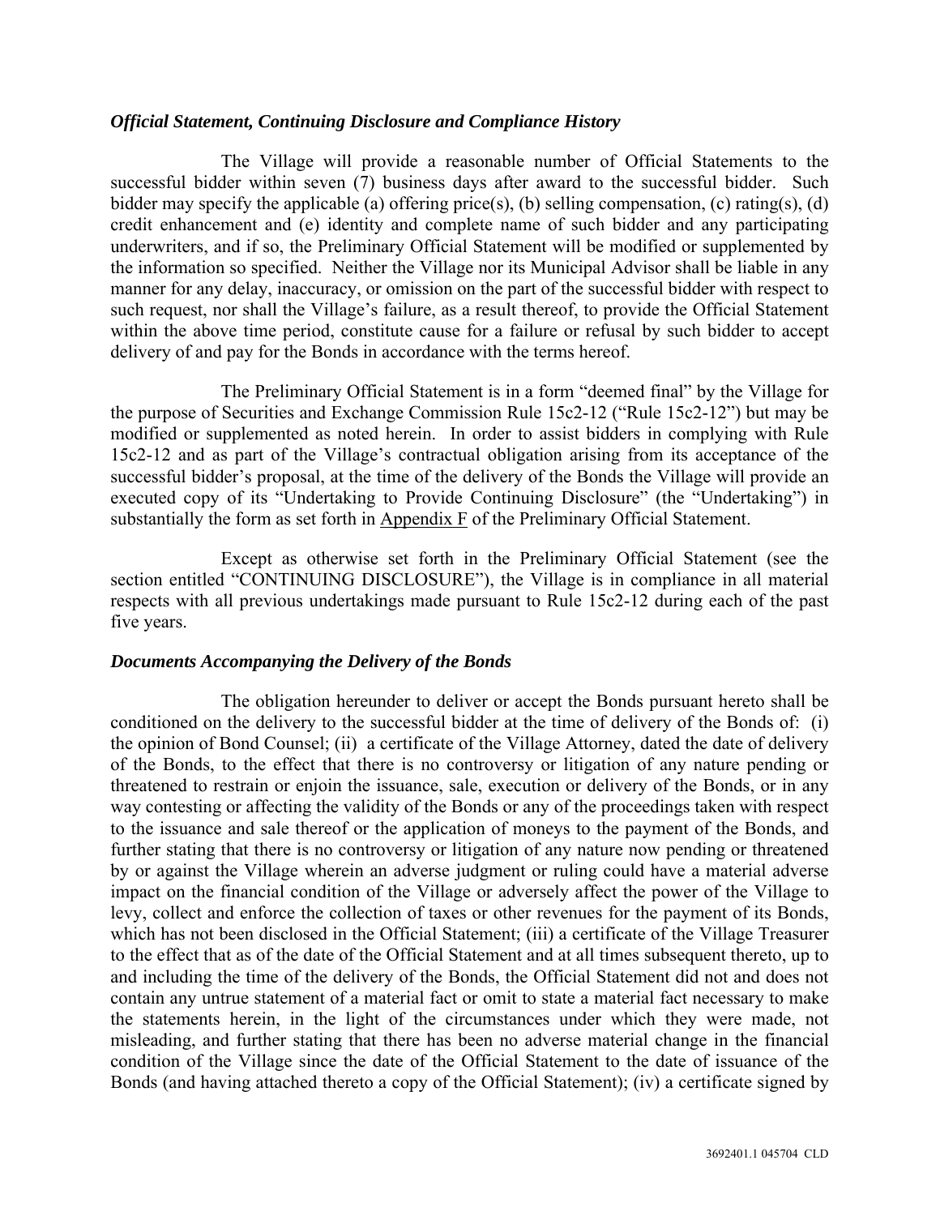### *Official Statement, Continuing Disclosure and Compliance History*

The Village will provide a reasonable number of Official Statements to the successful bidder within seven (7) business days after award to the successful bidder. Such bidder may specify the applicable (a) offering price(s), (b) selling compensation, (c) rating(s), (d) credit enhancement and (e) identity and complete name of such bidder and any participating underwriters, and if so, the Preliminary Official Statement will be modified or supplemented by the information so specified. Neither the Village nor its Municipal Advisor shall be liable in any manner for any delay, inaccuracy, or omission on the part of the successful bidder with respect to such request, nor shall the Village's failure, as a result thereof, to provide the Official Statement within the above time period, constitute cause for a failure or refusal by such bidder to accept delivery of and pay for the Bonds in accordance with the terms hereof.

The Preliminary Official Statement is in a form "deemed final" by the Village for the purpose of Securities and Exchange Commission Rule 15c2-12 ("Rule 15c2-12") but may be modified or supplemented as noted herein. In order to assist bidders in complying with Rule 15c2-12 and as part of the Village's contractual obligation arising from its acceptance of the successful bidder's proposal, at the time of the delivery of the Bonds the Village will provide an executed copy of its "Undertaking to Provide Continuing Disclosure" (the "Undertaking") in substantially the form as set forth in Appendix F of the Preliminary Official Statement.

Except as otherwise set forth in the Preliminary Official Statement (see the section entitled "CONTINUING DISCLOSURE"), the Village is in compliance in all material respects with all previous undertakings made pursuant to Rule 15c2-12 during each of the past five years.

### *Documents Accompanying the Delivery of the Bonds*

The obligation hereunder to deliver or accept the Bonds pursuant hereto shall be conditioned on the delivery to the successful bidder at the time of delivery of the Bonds of: (i) the opinion of Bond Counsel; (ii) a certificate of the Village Attorney, dated the date of delivery of the Bonds, to the effect that there is no controversy or litigation of any nature pending or threatened to restrain or enjoin the issuance, sale, execution or delivery of the Bonds, or in any way contesting or affecting the validity of the Bonds or any of the proceedings taken with respect to the issuance and sale thereof or the application of moneys to the payment of the Bonds, and further stating that there is no controversy or litigation of any nature now pending or threatened by or against the Village wherein an adverse judgment or ruling could have a material adverse impact on the financial condition of the Village or adversely affect the power of the Village to levy, collect and enforce the collection of taxes or other revenues for the payment of its Bonds, which has not been disclosed in the Official Statement; (iii) a certificate of the Village Treasurer to the effect that as of the date of the Official Statement and at all times subsequent thereto, up to and including the time of the delivery of the Bonds, the Official Statement did not and does not contain any untrue statement of a material fact or omit to state a material fact necessary to make the statements herein, in the light of the circumstances under which they were made, not misleading, and further stating that there has been no adverse material change in the financial condition of the Village since the date of the Official Statement to the date of issuance of the Bonds (and having attached thereto a copy of the Official Statement); (iv) a certificate signed by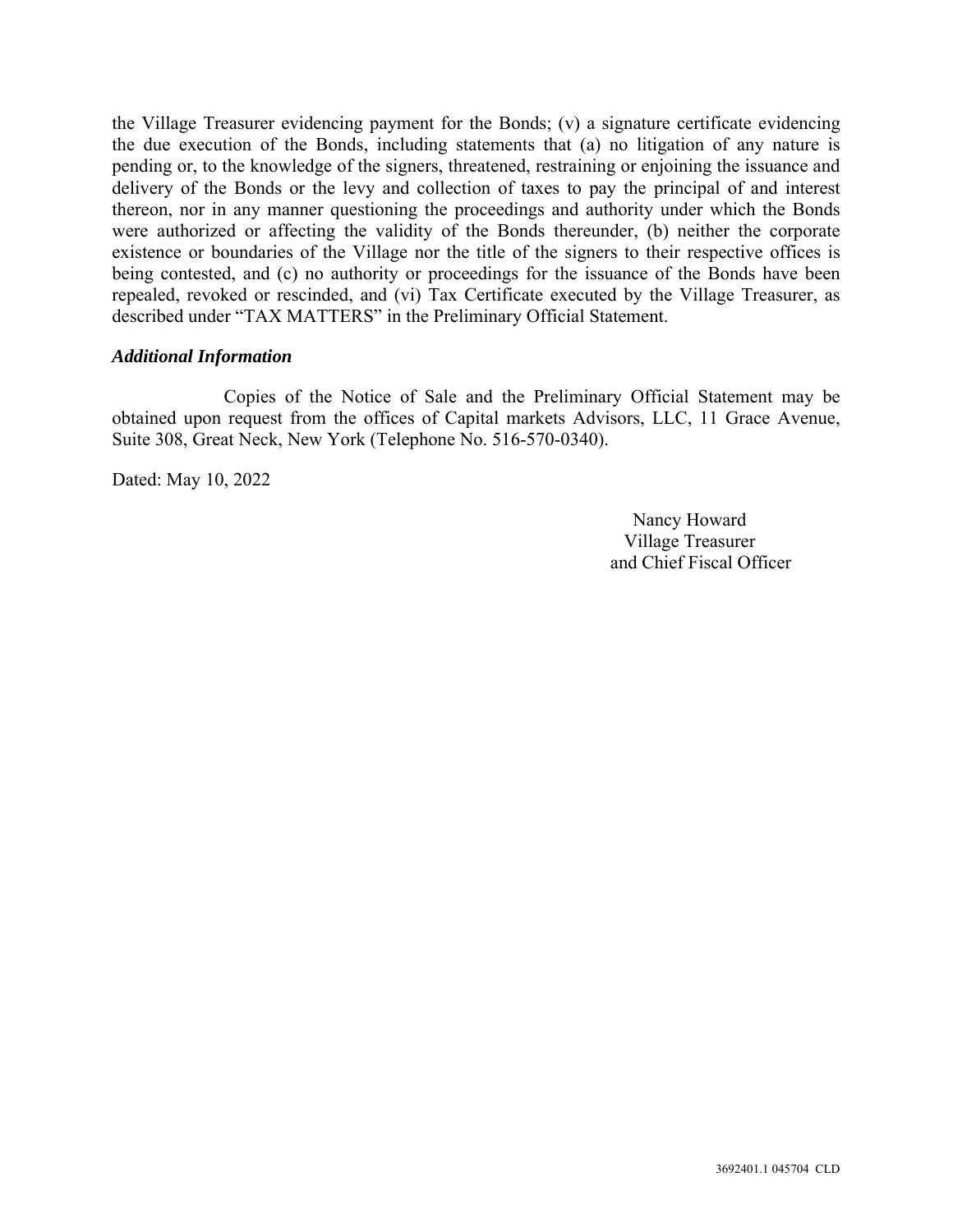the Village Treasurer evidencing payment for the Bonds; (v) a signature certificate evidencing the due execution of the Bonds, including statements that (a) no litigation of any nature is pending or, to the knowledge of the signers, threatened, restraining or enjoining the issuance and delivery of the Bonds or the levy and collection of taxes to pay the principal of and interest thereon, nor in any manner questioning the proceedings and authority under which the Bonds were authorized or affecting the validity of the Bonds thereunder, (b) neither the corporate existence or boundaries of the Village nor the title of the signers to their respective offices is being contested, and (c) no authority or proceedings for the issuance of the Bonds have been repealed, revoked or rescinded, and (vi) Tax Certificate executed by the Village Treasurer, as described under "TAX MATTERS" in the Preliminary Official Statement.

***Additional Information***

Copies of the Notice of Sale and the Preliminary Official Statement may be obtained upon request from the offices of Capital markets Advisors, LLC, 11 Grace Avenue, Suite 308, Great Neck, New York (Telephone No. 516-570-0340).

Dated: May 10, 2022

Nancy Howard
Village Treasurer
and Chief Fiscal Officer

3692401.1 045704 CLD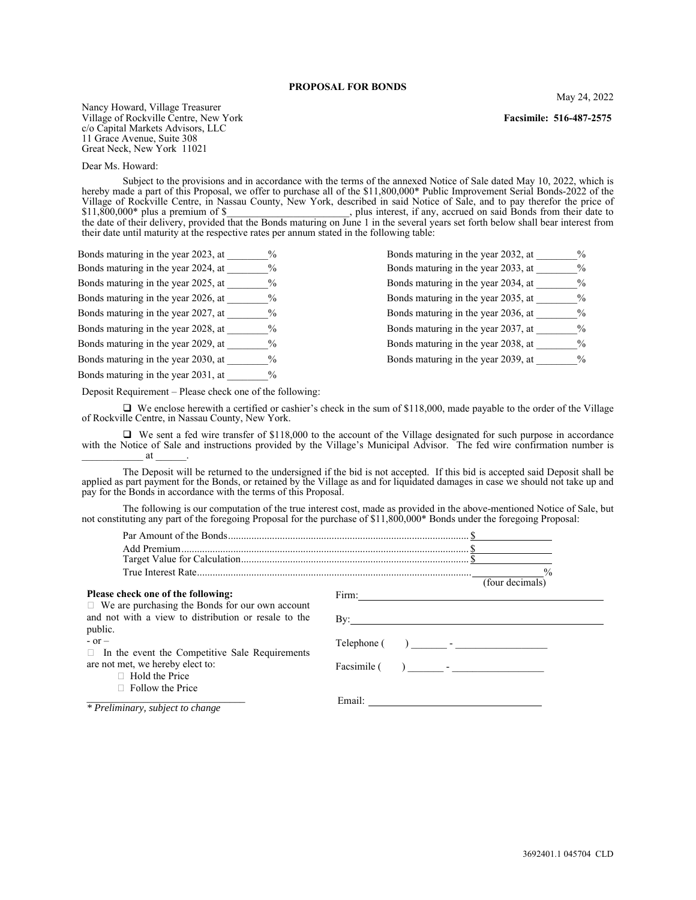**PROPOSAL FOR BONDS**

May 24, 2022

Nancy Howard, Village Treasurer
Village of Rockville Centre, New York
c/o Capital Markets Advisors, LLC
11 Grace Avenue, Suite 308
Great Neck, New York 11021

**Facsimile: 516-487-2575**

Dear Ms. Howard:

Subject to the provisions and in accordance with the terms of the annexed Notice of Sale dated May 10, 2022, which is hereby made a part of this Proposal, we offer to purchase all of the $11,800,000* Public Improvement Serial Bonds-2022 of the Village of Rockville Centre, in Nassau County, New York, described in said Notice of Sale, and to pay therefor the price of $11,800,000* plus a premium of $________________________, plus interest, if any, accrued on said Bonds from their date to the date of their delivery, provided that the Bonds maturing on June 1 in the several years set forth below shall bear interest from their date until maturity at the respective rates per annum stated in the following table:

Bonds maturing in the year 2023, at ________%
Bonds maturing in the year 2024, at ________%
Bonds maturing in the year 2025, at ________%
Bonds maturing in the year 2026, at ________%
Bonds maturing in the year 2027, at ________%
Bonds maturing in the year 2028, at ________%
Bonds maturing in the year 2029, at ________%
Bonds maturing in the year 2030, at ________%
Bonds maturing in the year 2031, at ________%
Bonds maturing in the year 2032, at ________%
Bonds maturing in the year 2033, at ________%
Bonds maturing in the year 2034, at ________%
Bonds maturing in the year 2035, at ________%
Bonds maturing in the year 2036, at ________%
Bonds maturing in the year 2037, at ________%
Bonds maturing in the year 2038, at ________%
Bonds maturing in the year 2039, at ________%

Deposit Requirement – Please check one of the following:

☐ We enclose herewith a certified or cashier's check in the sum of $118,000, made payable to the order of the Village of Rockville Centre, in Nassau County, New York.

☐ We sent a fed wire transfer of $118,000 to the account of the Village designated for such purpose in accordance with the Notice of Sale and instructions provided by the Village's Municipal Advisor. The fed wire confirmation number is ____________ at ______.

The Deposit will be returned to the undersigned if the bid is not accepted. If this bid is accepted said Deposit shall be applied as part payment for the Bonds, or retained by the Village as and for liquidated damages in case we should not take up and pay for the Bonds in accordance with the terms of this Proposal.

The following is our computation of the true interest cost, made as provided in the above-mentioned Notice of Sale, but not constituting any part of the foregoing Proposal for the purchase of $11,800,000* Bonds under the foregoing Proposal:

Par Amount of the Bonds........................................ $____________
Add Premium........................................ $____________
Target Value for Calculation........................................ $____________
True Interest Rate........................................ ____________%
(four decimals)

**Please check one of the following:**

☐ We are purchasing the Bonds for our own account and not with a view to distribution or resale to the public.

- or –

☐ In the event the Competitive Sale Requirements are not met, we hereby elect to:

☐ Hold the Price

☐ Follow the Price

Firm: ____________________

By: ____________________

Telephone ( ) _______ - __________________

Facsimile ( ) _______ - __________________

Email: ____________________

*\* Preliminary, subject to change*

3692401.1 045704 CLD